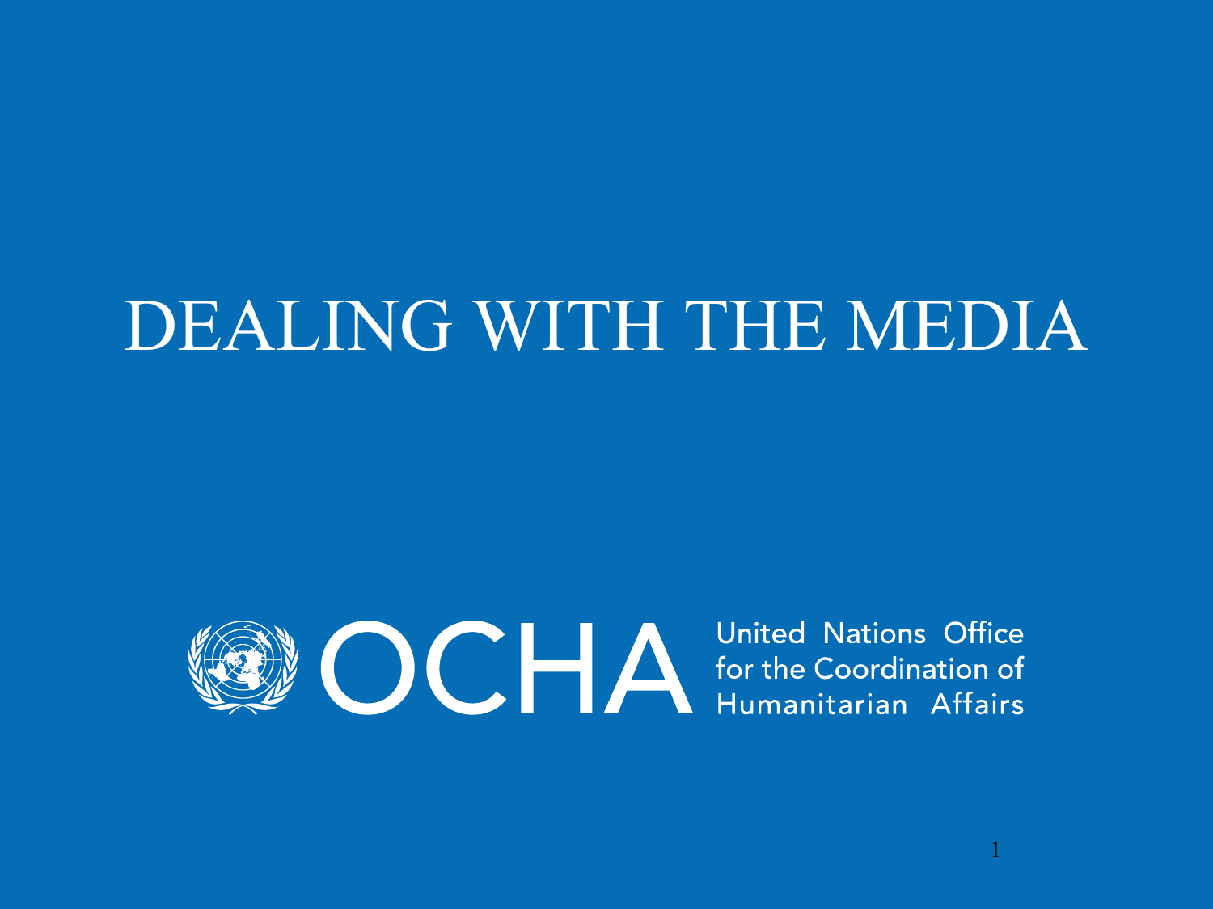# DEALING WITH THE MEDIA

OCHA United Nations Office for the Coordination of Humanitarian Affairs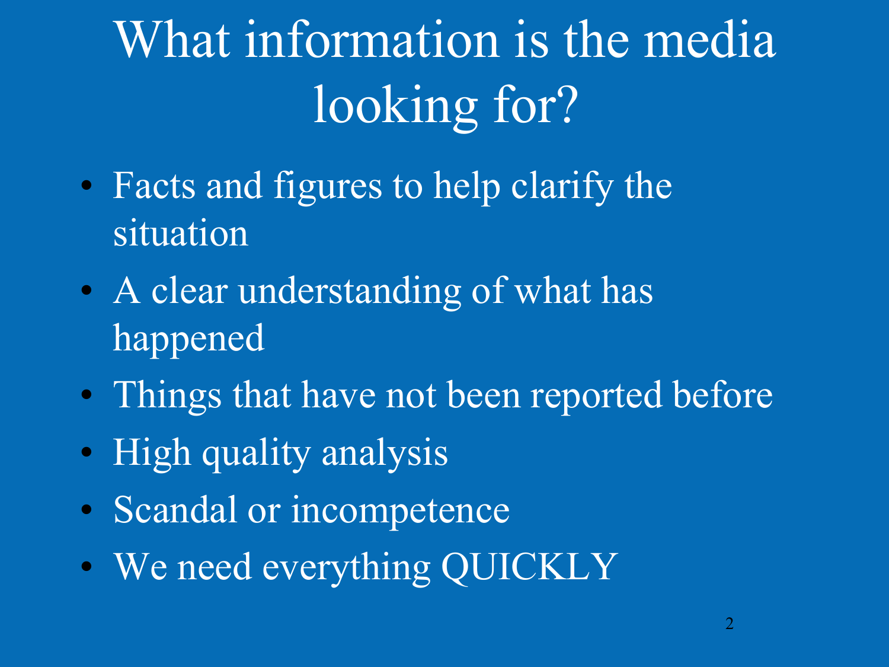# What information is the media looking for?

- Facts and figures to help clarify the situation
- A clear understanding of what has happened
- Things that have not been reported before
- High quality analysis
- Scandal or incompetence
- We need everything QUICKLY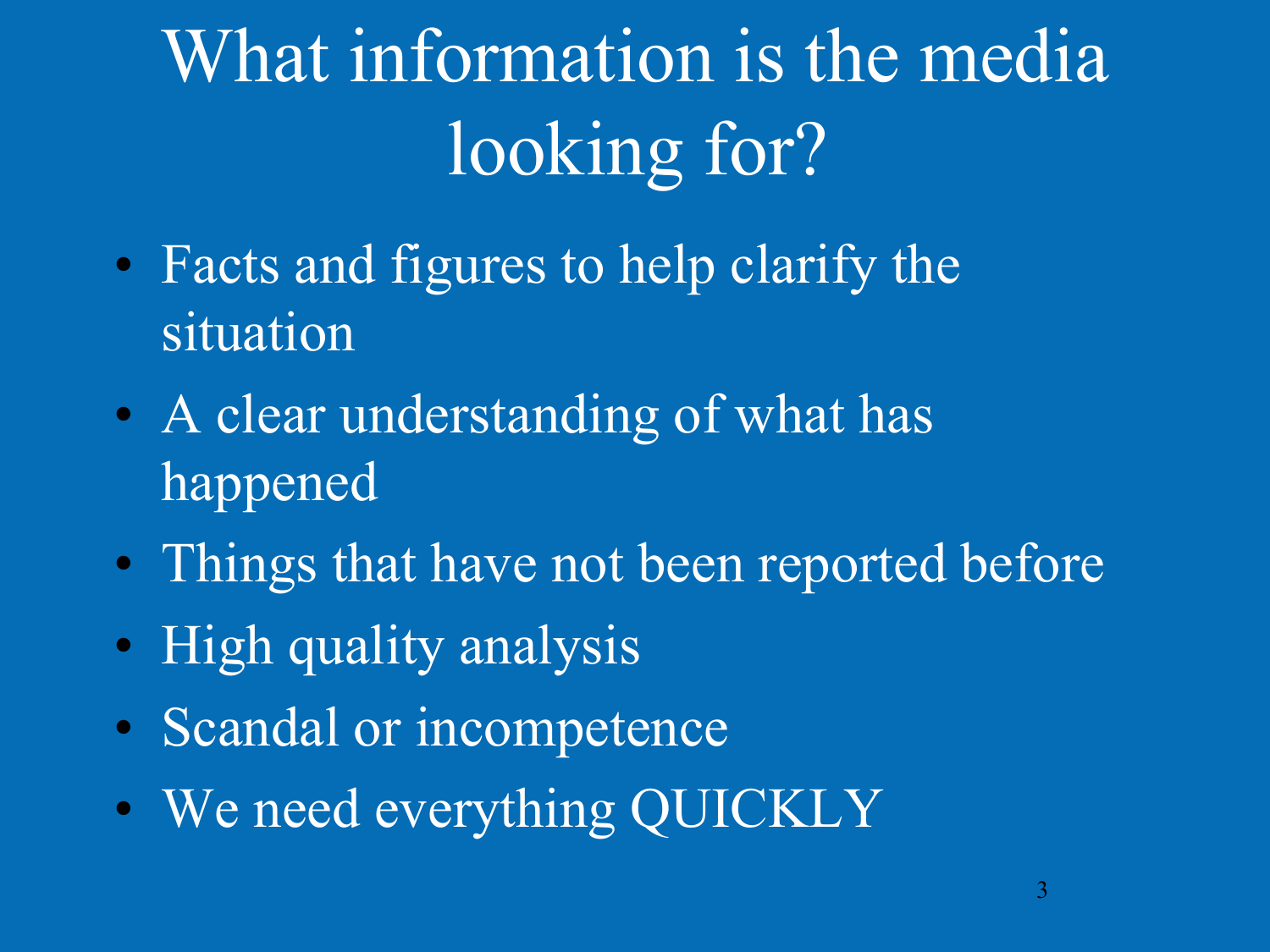# What information is the media looking for?

- Facts and figures to help clarify the situation
- A clear understanding of what has happened
- Things that have not been reported before
- High quality analysis
- Scandal or incompetence
- We need everything QUICKLY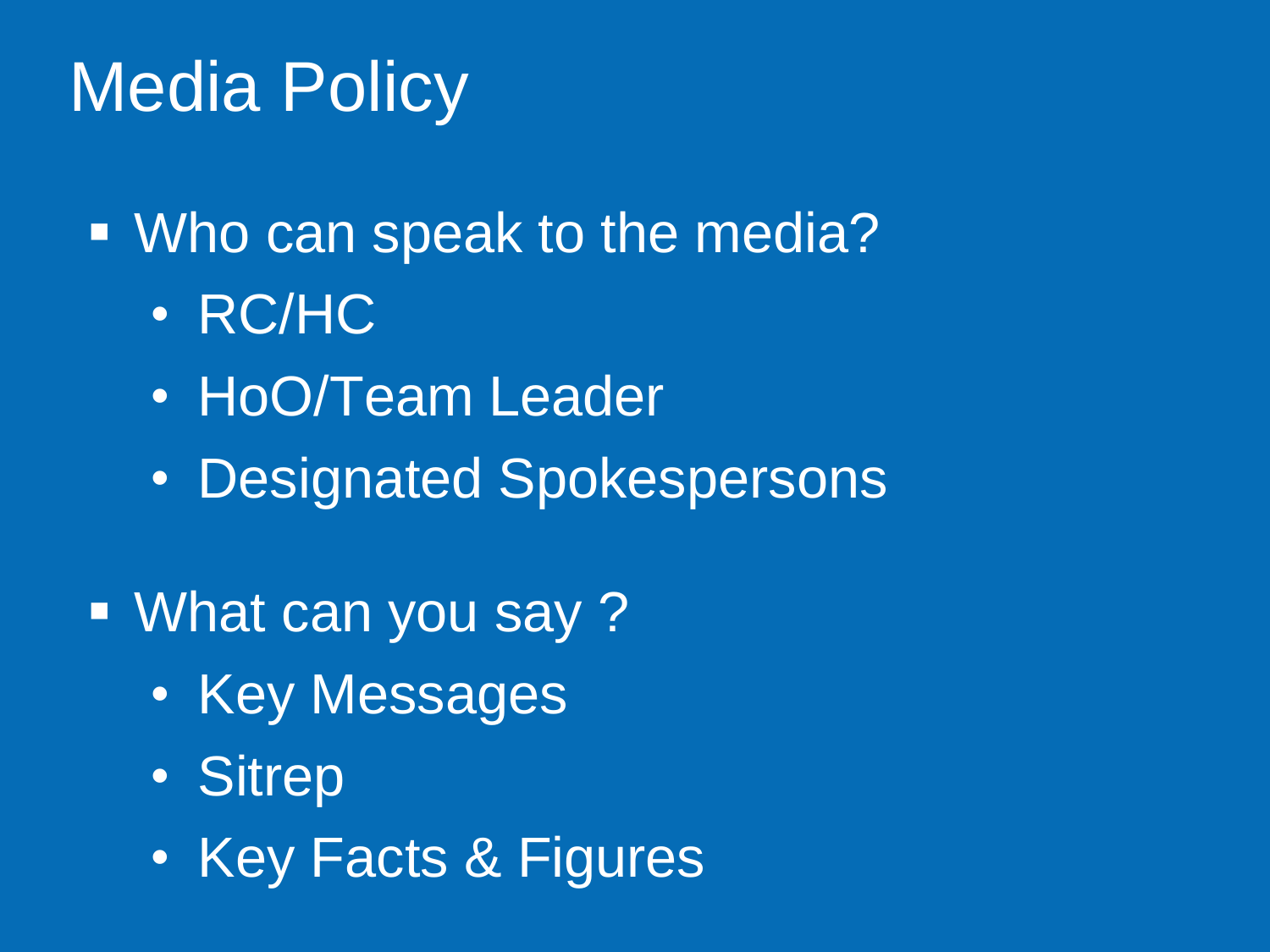# Media Policy

- Who can speak to the media?
  - RC/HC
  - HoO/Team Leader
  - Designated Spokespersons

- What can you say ?
  - Key Messages
  - Sitrep
  - Key Facts & Figures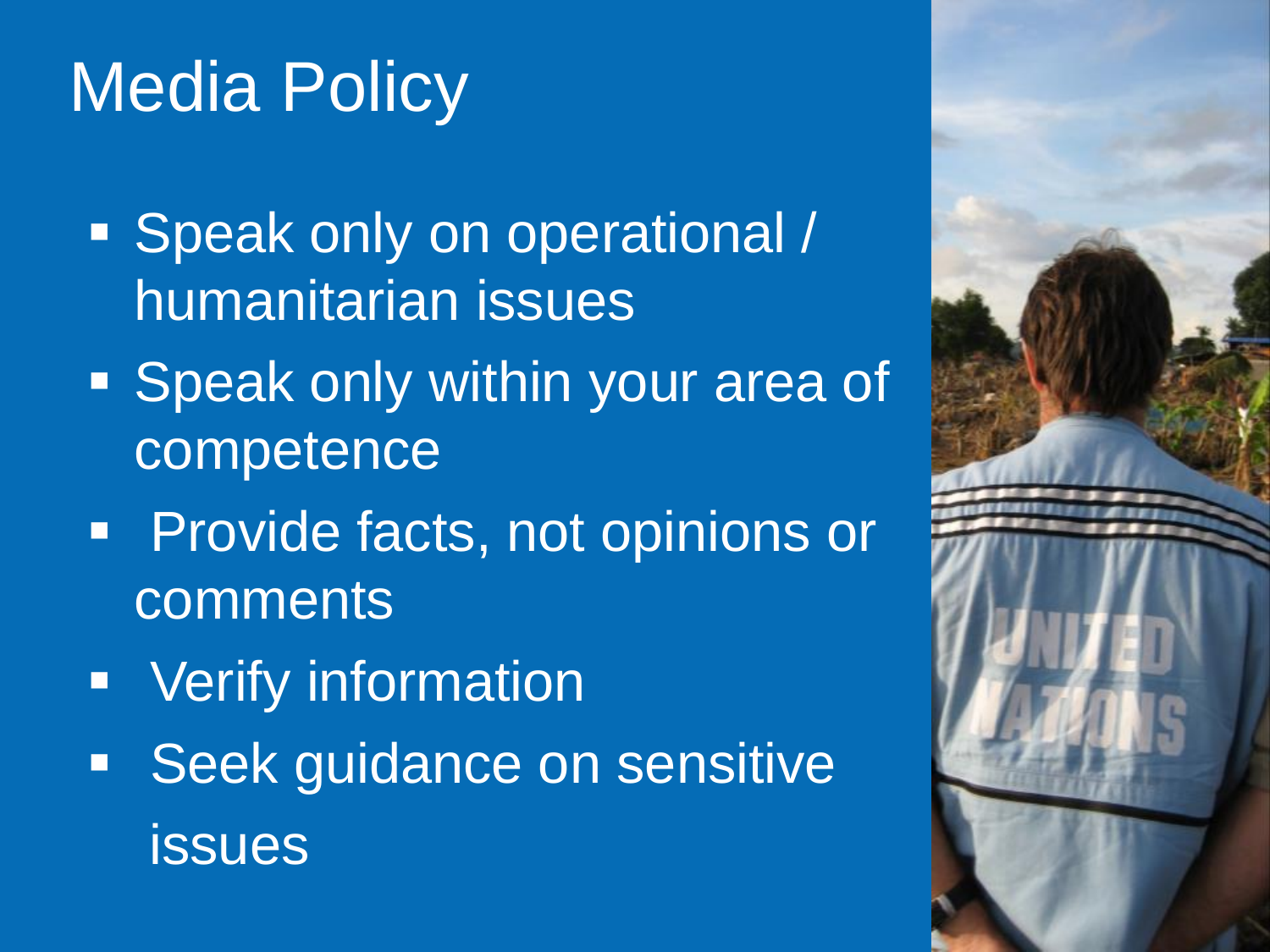# Media Policy

- Speak only on operational / humanitarian issues
- Speak only within your area of competence
- Provide facts, not opinions or comments
- Verify information
- Seek guidance on sensitive issues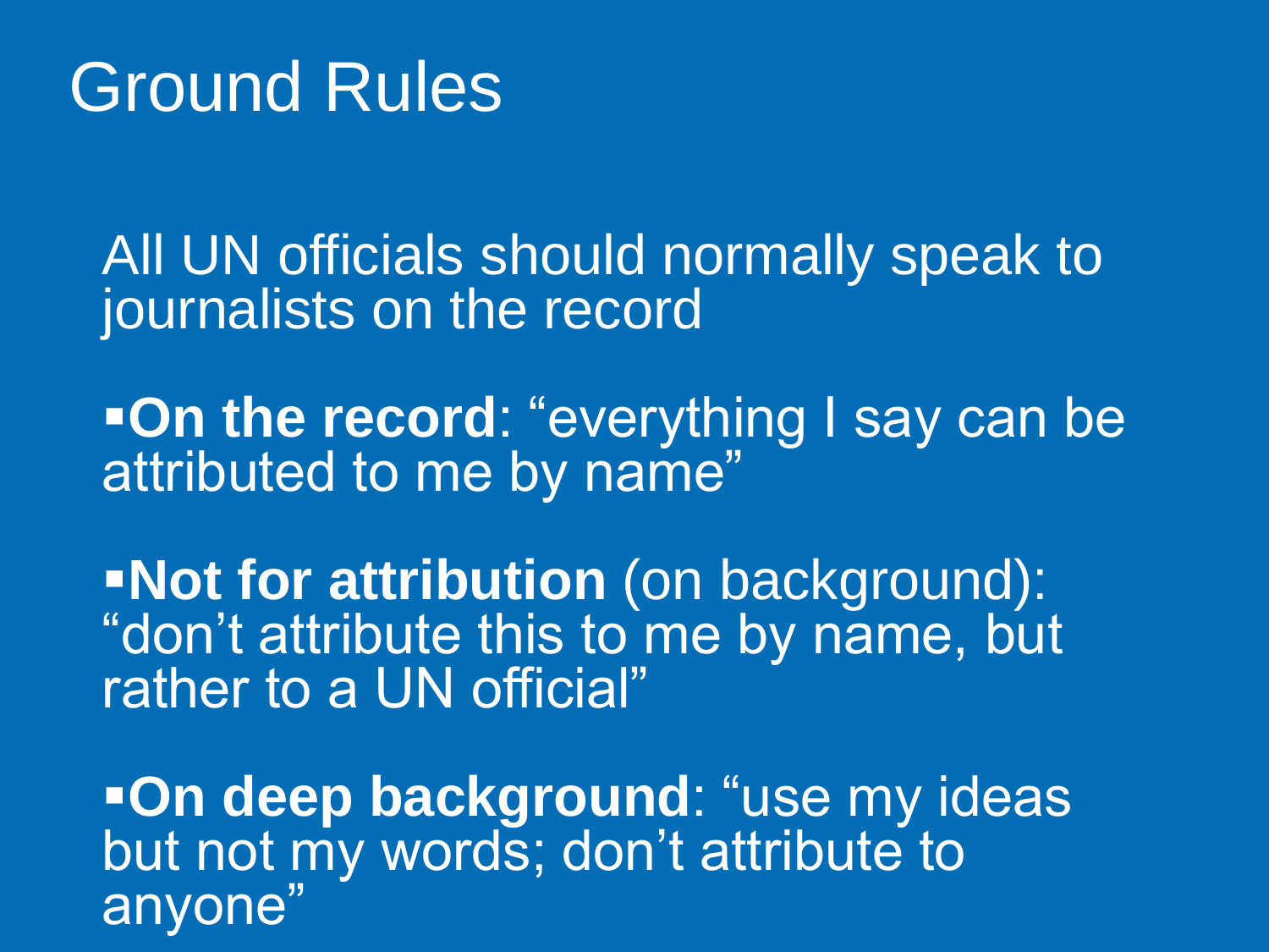# Ground Rules

All UN officials should normally speak to journalists on the record

- **On the record**: "everything I say can be attributed to me by name"
- **Not for attribution** (on background): "don't attribute this to me by name, but rather to a UN official"
- **On deep background**: "use my ideas but not my words; don't attribute to anyone"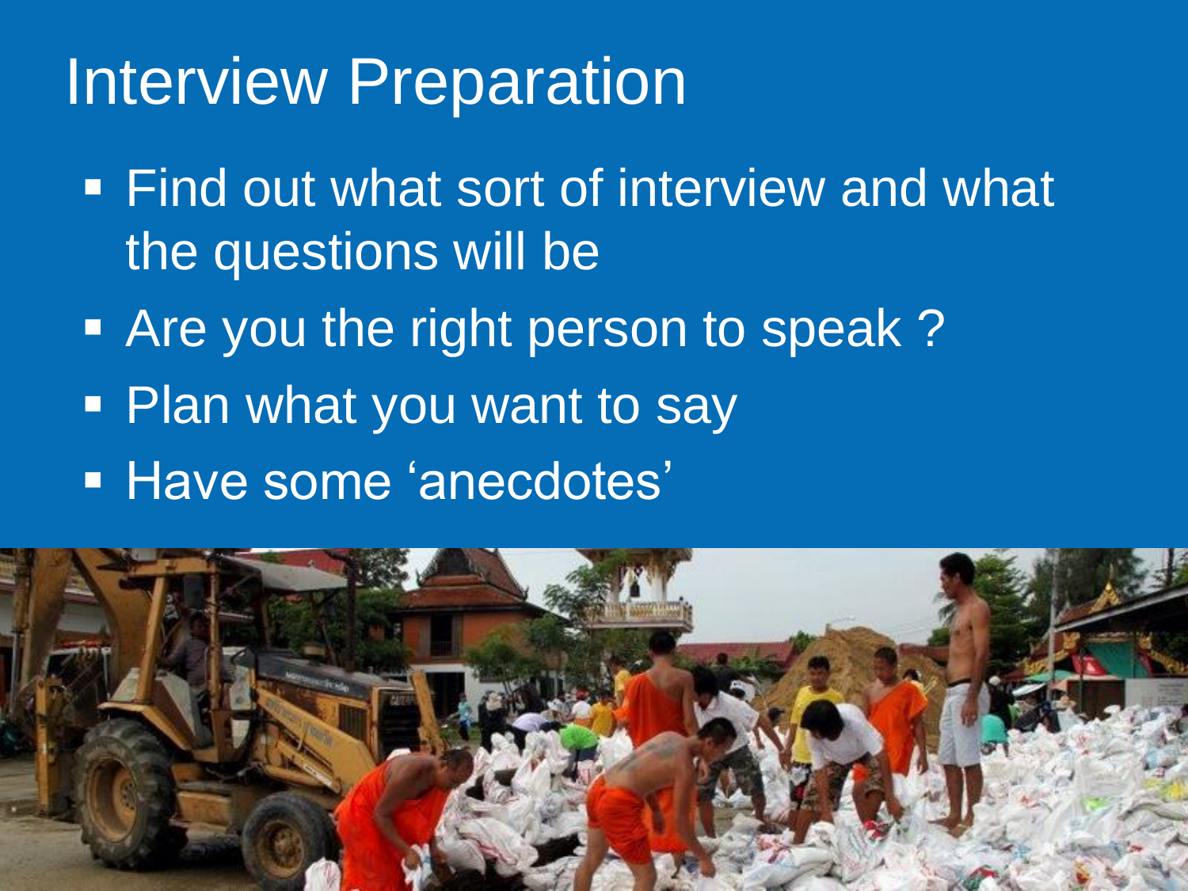# Interview Preparation

- Find out what sort of interview and what the questions will be
- Are you the right person to speak ?
- Plan what you want to say
- Have some 'anecdotes'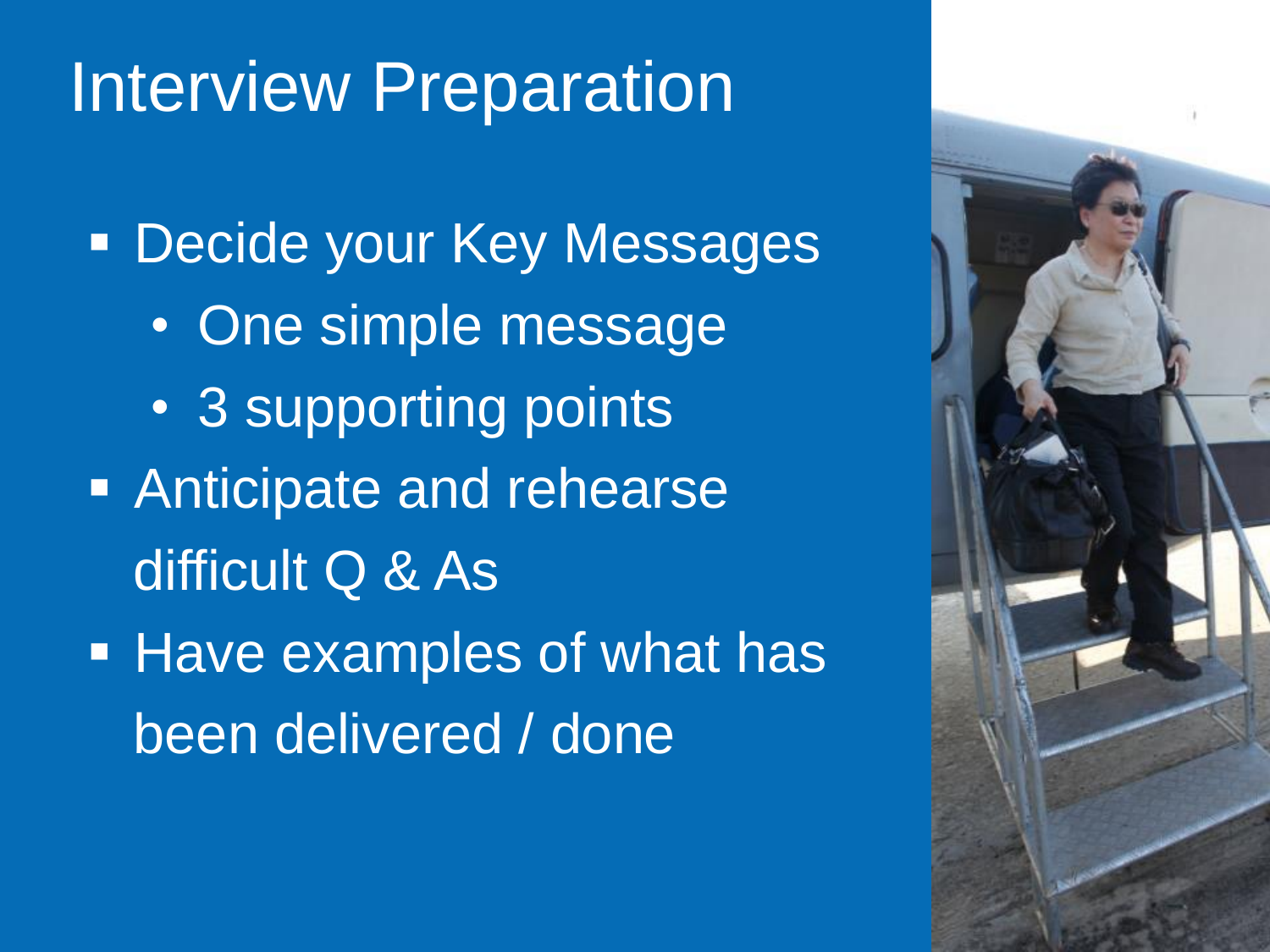# Interview Preparation

- Decide your Key Messages
  - One simple message
  - 3 supporting points
- Anticipate and rehearse difficult Q & As
- Have examples of what has been delivered / done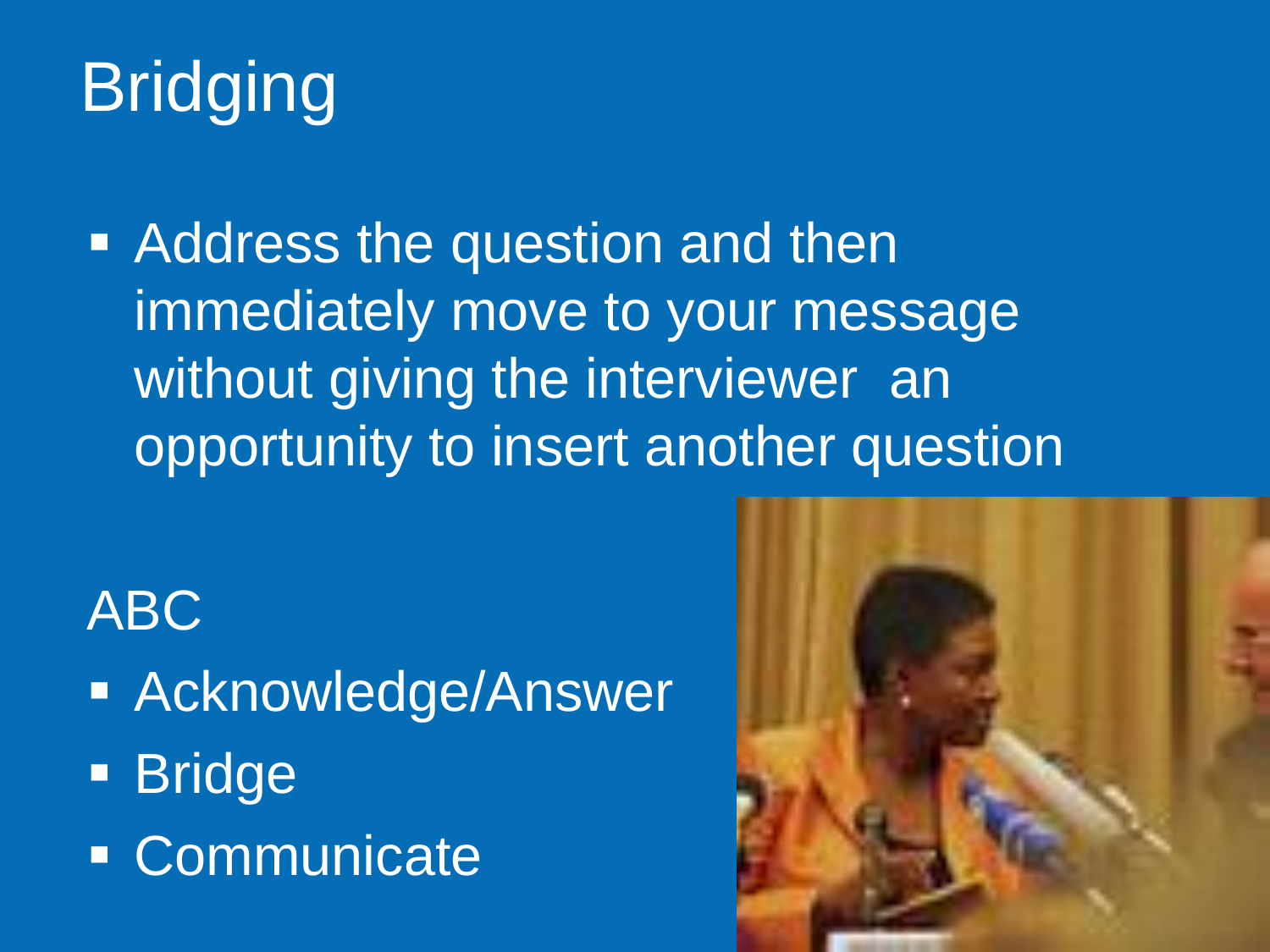# Bridging

- Address the question and then immediately move to your message without giving the interviewer an opportunity to insert another question

ABC

- Acknowledge/Answer
- Bridge
- Communicate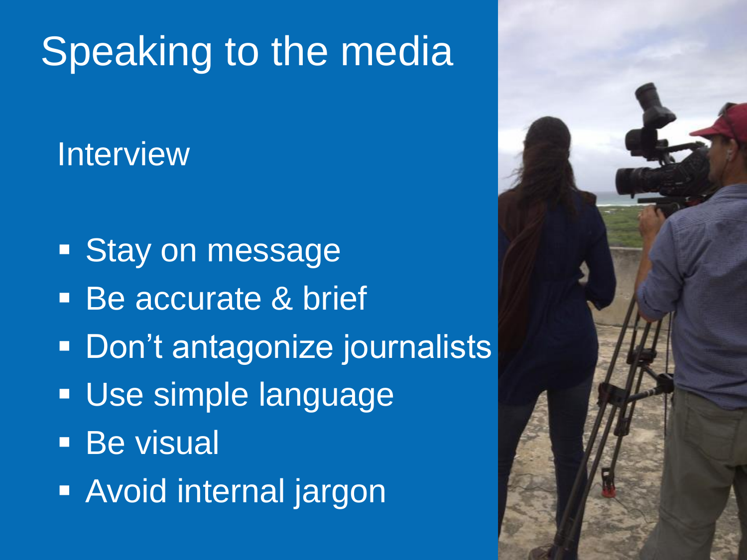# Speaking to the media

## Interview

- Stay on message
- Be accurate & brief
- Don’t antagonize journalists
- Use simple language
- Be visual
- Avoid internal jargon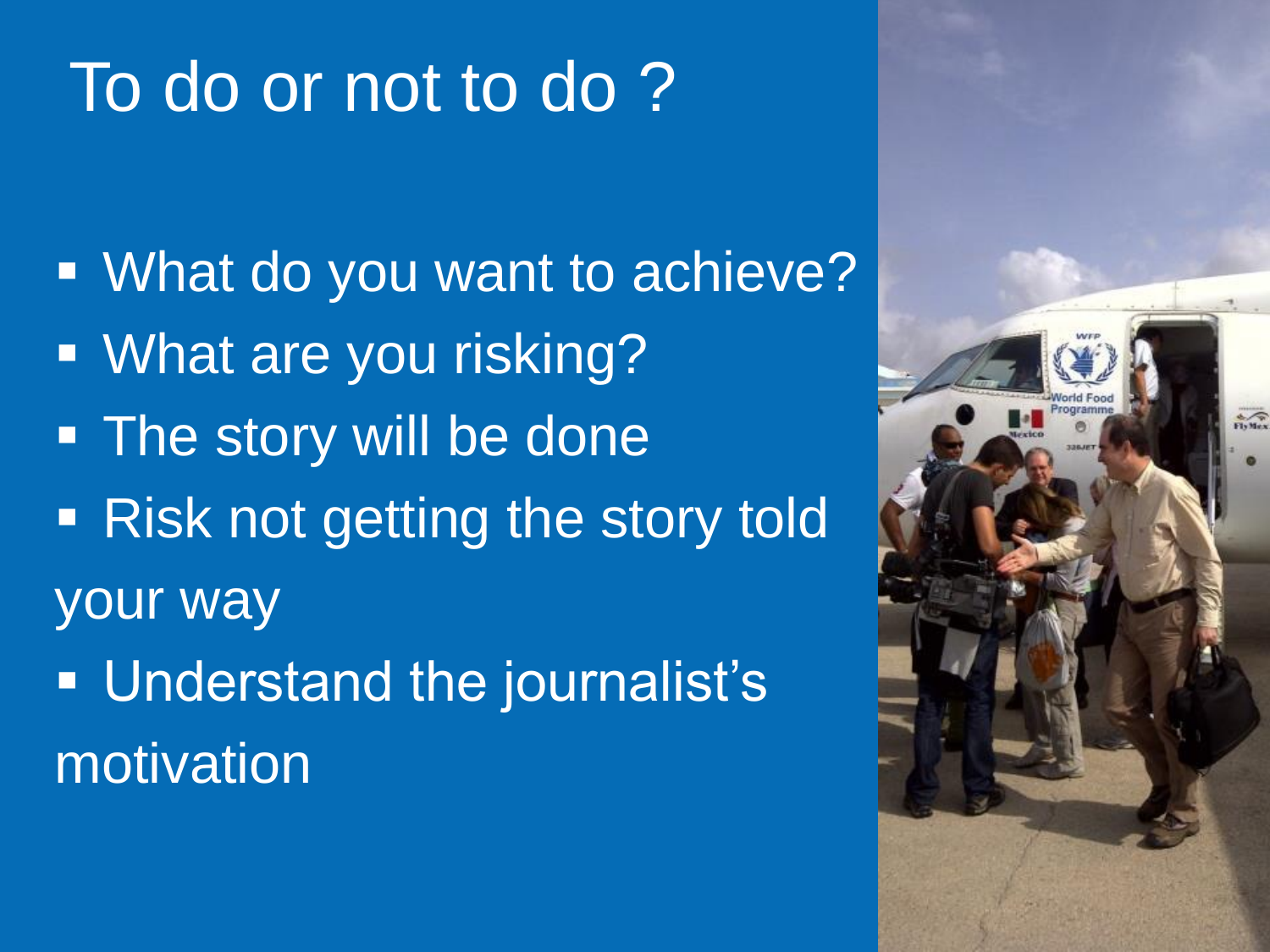# To do or not to do ?

- What do you want to achieve?
- What are you risking?
- The story will be done
- Risk not getting the story told your way
- Understand the journalist's motivation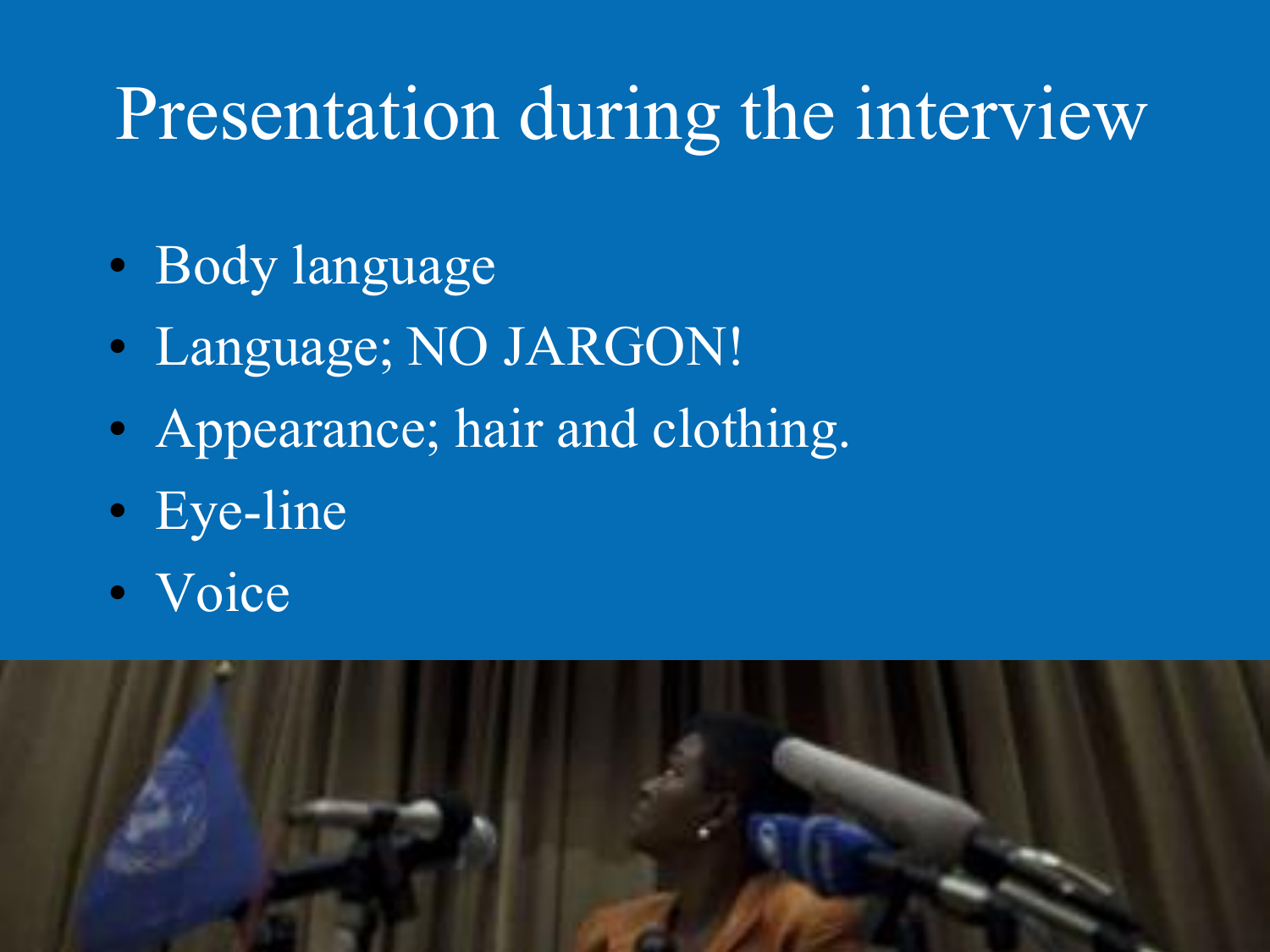# Presentation during the interview

- Body language
- Language; NO JARGON!
- Appearance; hair and clothing.
- Eye-line
- Voice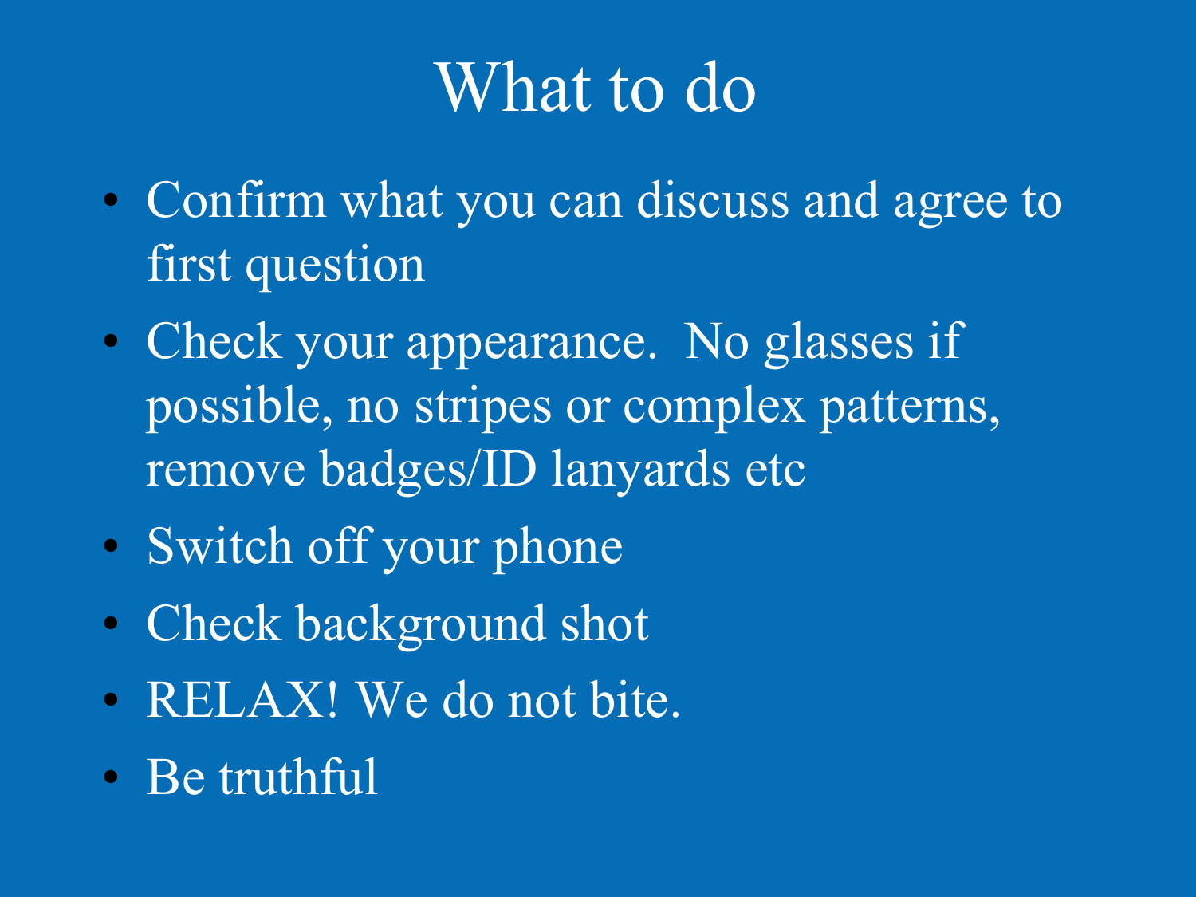# What to do

- Confirm what you can discuss and agree to first question
- Check your appearance. No glasses if possible, no stripes or complex patterns, remove badges/ID lanyards etc
- Switch off your phone
- Check background shot
- RELAX! We do not bite.
- Be truthful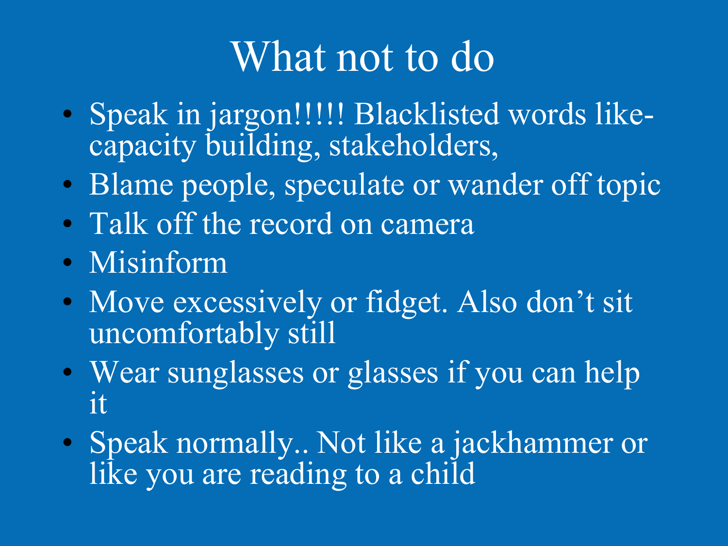# What not to do

- Speak in jargon!!!!! Blacklisted words like- capacity building, stakeholders,
- Blame people, speculate or wander off topic
- Talk off the record on camera
- Misinform
- Move excessively or fidget. Also don't sit uncomfortably still
- Wear sunglasses or glasses if you can help it
- Speak normally.. Not like a jackhammer or like you are reading to a child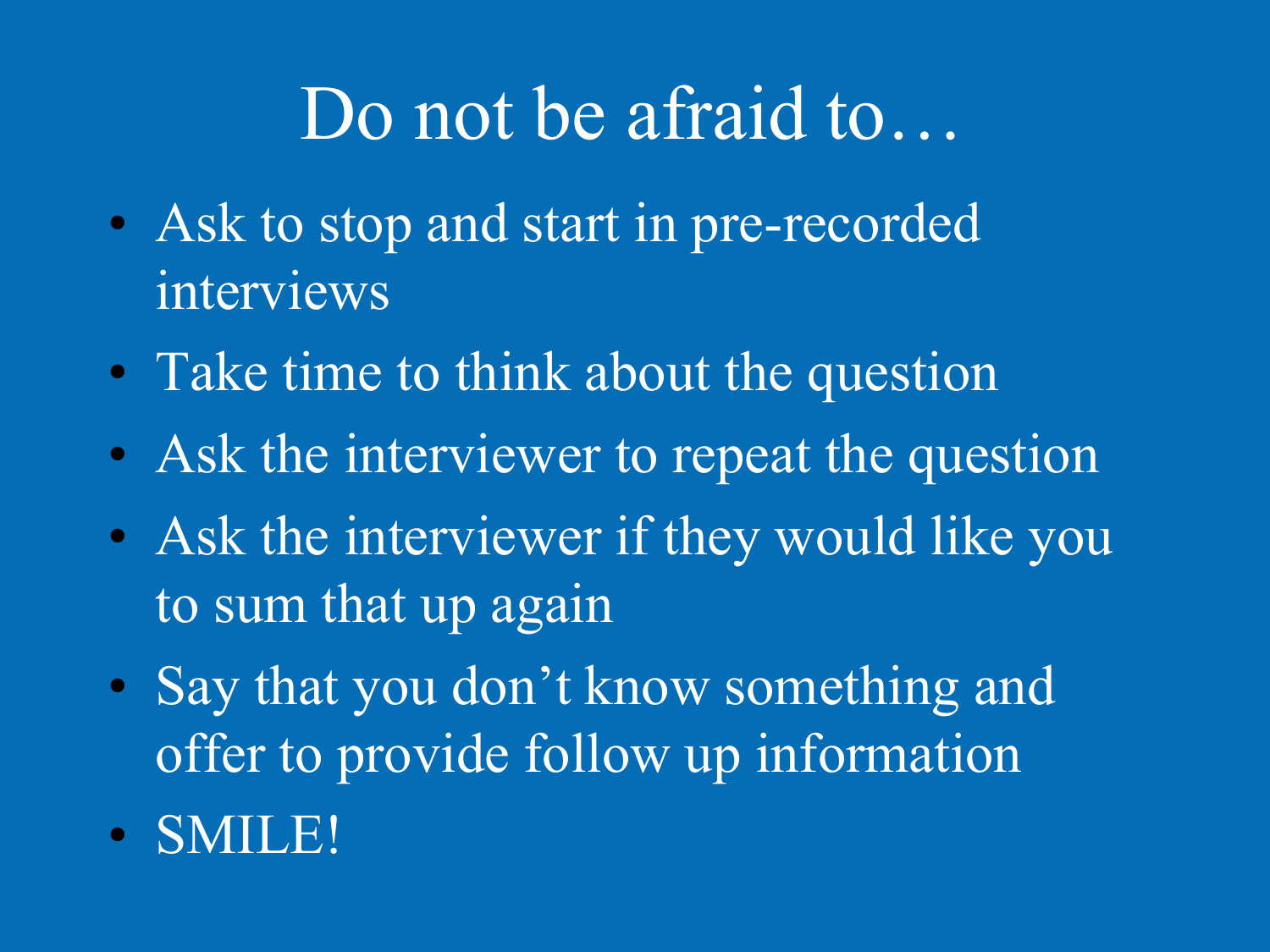# Do not be afraid to…

- Ask to stop and start in pre-recorded interviews
- Take time to think about the question
- Ask the interviewer to repeat the question
- Ask the interviewer if they would like you to sum that up again
- Say that you don't know something and offer to provide follow up information
- SMILE!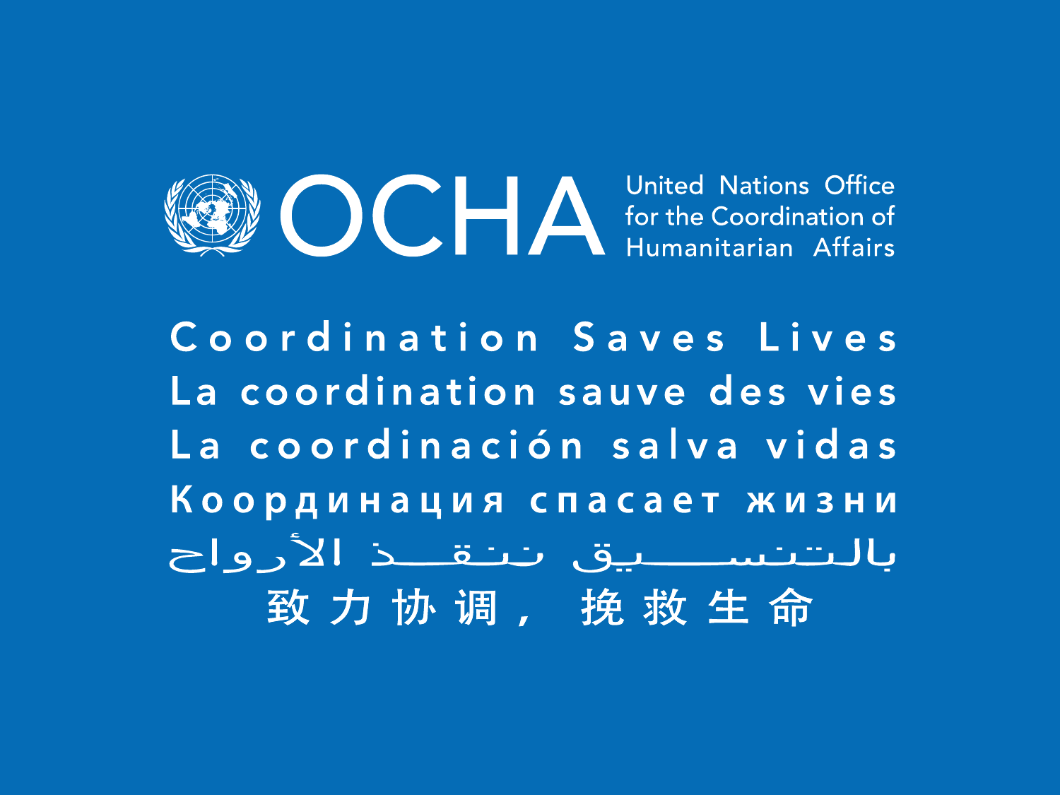# OCHA

United Nations Office for the Coordination of Humanitarian Affairs

Coordination Saves Lives

La coordination sauve des vies

La coordinación salva vidas

Координация спасает жизни

بالتنسيق ننقذ الأرواح

致力协调，挽救生命